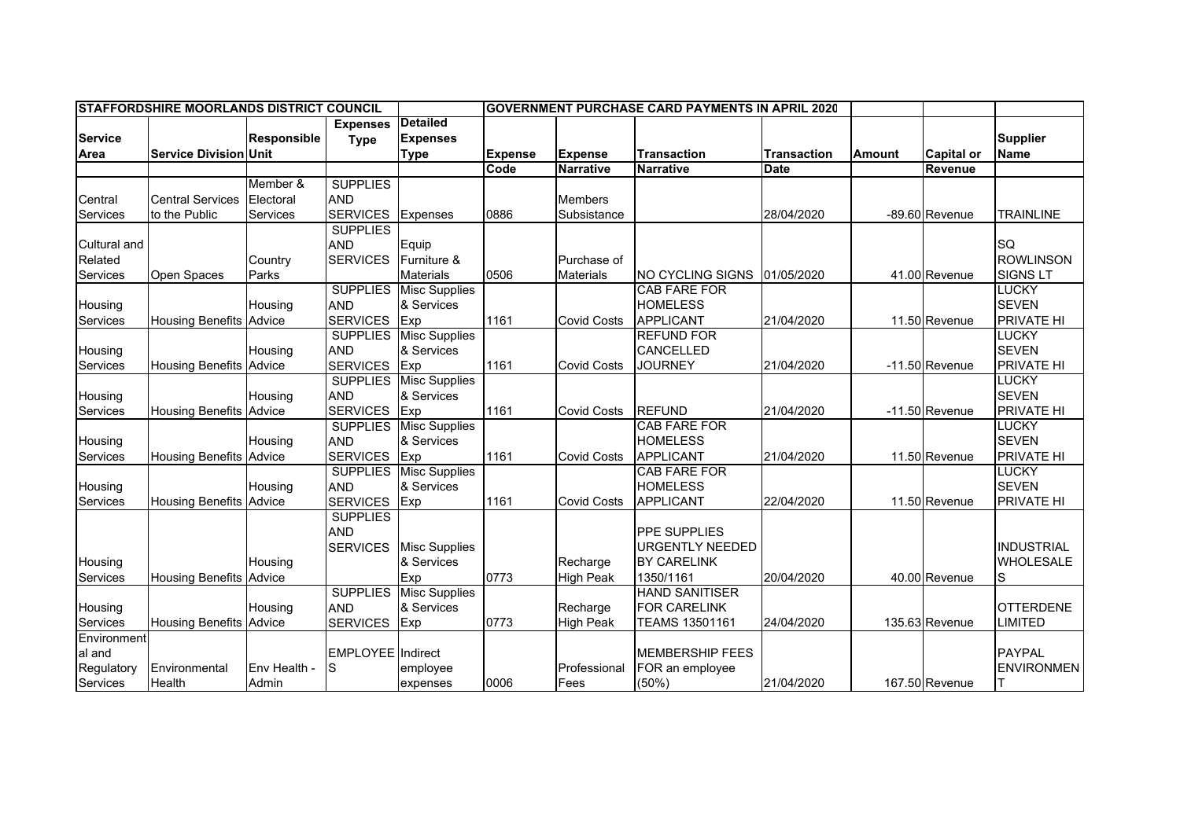| STAFFORDSHIRE MOORLANDS DISTRICT COUNCIL | | | | | GOVERNMENT PURCHASE CARD PAYMENTS IN APRIL 2020 | | | | | | |
|---|---|---|---|---|---|---|---|---|---|---|---|
| Service Area | Service Division | Responsible Unit | Expenses Type | Detailed Expenses Type | Expense Code | Expense Narrative | Transaction Narrative | Transaction Date | Amount | Capital or Revenue | Supplier Name |
| Central Services | Central Services to the Public | Member & Electoral Services | SUPPLIES AND SERVICES | Expenses | 0886 | Members Subsistance | | 28/04/2020 | -89.60 | Revenue | TRAINLINE |
| Cultural and Related Services | Open Spaces | Country Parks | SUPPLIES AND SERVICES | Equip Furniture & Materials | 0506 | Purchase of Materials | NO CYCLING SIGNS | 01/05/2020 | 41.00 | Revenue | SQ ROWLINSON SIGNS LT |
| Housing Services | Housing Benefits | Housing Advice | SUPPLIES AND SERVICES | Misc Supplies & Services Exp | 1161 | Covid Costs | CAB FARE FOR HOMELESS APPLICANT | 21/04/2020 | 11.50 | Revenue | LUCKY SEVEN PRIVATE HI |
| Housing Services | Housing Benefits | Housing Advice | SUPPLIES AND SERVICES | Misc Supplies & Services Exp | 1161 | Covid Costs | REFUND FOR CANCELLED JOURNEY | 21/04/2020 | -11.50 | Revenue | LUCKY SEVEN PRIVATE HI |
| Housing Services | Housing Benefits | Housing Advice | SUPPLIES AND SERVICES | Misc Supplies & Services Exp | 1161 | Covid Costs | REFUND | 21/04/2020 | -11.50 | Revenue | LUCKY SEVEN PRIVATE HI |
| Housing Services | Housing Benefits | Housing Advice | SUPPLIES AND SERVICES | Misc Supplies & Services Exp | 1161 | Covid Costs | CAB FARE FOR HOMELESS APPLICANT | 21/04/2020 | 11.50 | Revenue | LUCKY SEVEN PRIVATE HI |
| Housing Services | Housing Benefits | Housing Advice | SUPPLIES AND SERVICES | Misc Supplies & Services Exp | 1161 | Covid Costs | CAB FARE FOR HOMELESS APPLICANT | 22/04/2020 | 11.50 | Revenue | LUCKY SEVEN PRIVATE HI |
| Housing Services | Housing Benefits | Housing Advice | SUPPLIES AND SERVICES | Misc Supplies & Services Exp | 0773 | Recharge High Peak | PPE SUPPLIES URGENTLY NEEDED BY CARELINK 1350/1161 | 20/04/2020 | 40.00 | Revenue | INDUSTRIAL WHOLESALE S |
| Housing Services | Housing Benefits | Housing Advice | SUPPLIES AND SERVICES | Misc Supplies & Services Exp | 0773 | Recharge High Peak | HAND SANITISER FOR CARELINK TEAMS 13501161 | 24/04/2020 | 135.63 | Revenue | OTTERDENE LIMITED |
| Environmental and Regulatory Services | Environmental Health | Env Health - Admin | EMPLOYEES | Indirect employee expenses | 0006 | Professional Fees | MEMBERSHIP FEES FOR an employee (50%) | 21/04/2020 | 167.50 | Revenue | PAYPAL ENVIRONMENT |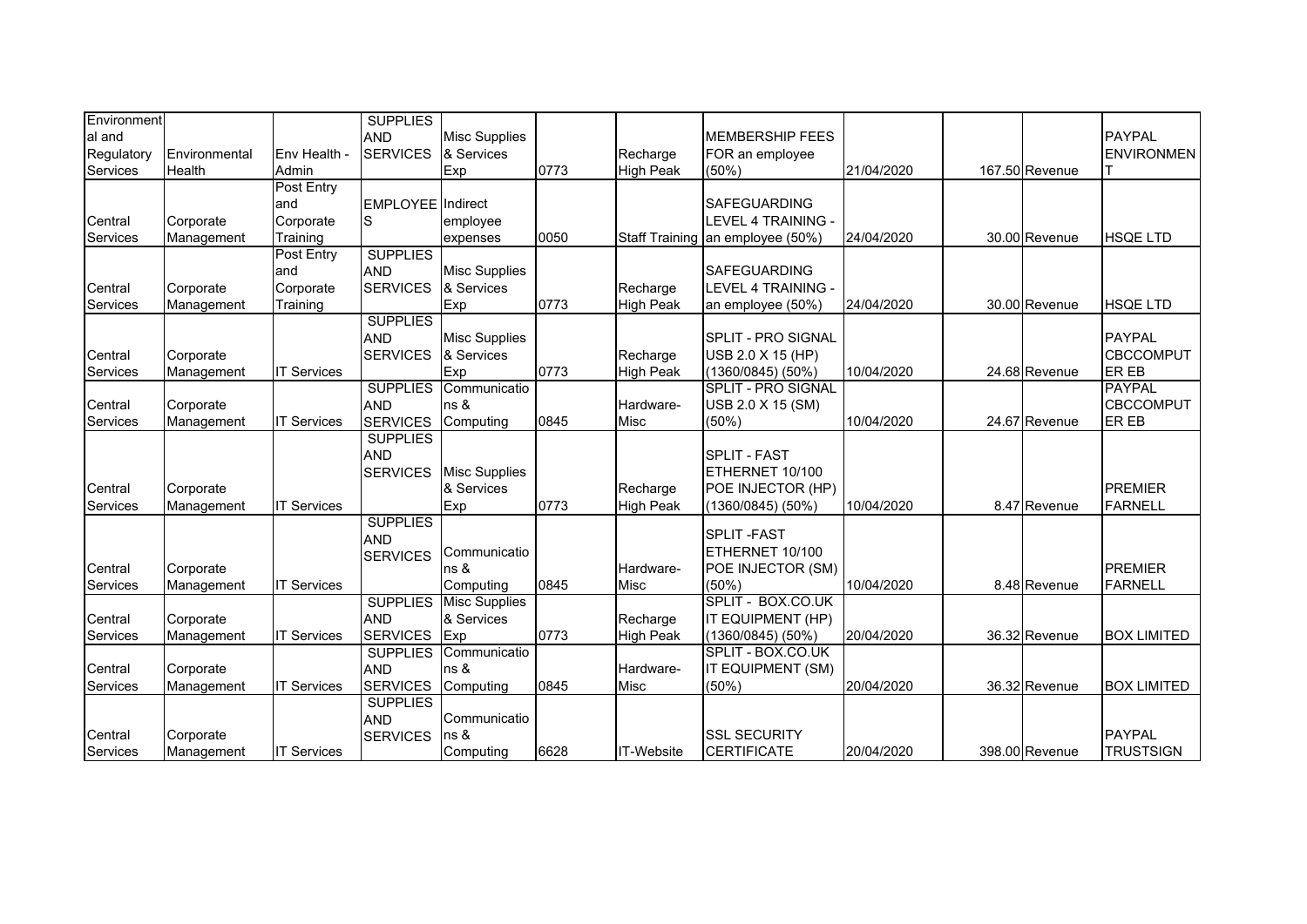| Environmental and Regulatory Services | Environmental Health | Env Health - Admin | SUPPLIES AND SERVICES | Misc Supplies & Services Exp | 0773 | Recharge High Peak | MEMBERSHIP FEES FOR an employee (50%) | 21/04/2020 | 167.50 | Revenue | PAYPAL ENVIRONMENT |
|---|---|---|---|---|---|---|---|---|---|---|---|
| Central Services | Corporate Management | Post Entry and Corporate Training | EMPLOYEES | Indirect employee expenses | 0050 | Staff Training | SAFEGUARDING LEVEL 4 TRAINING - an employee (50%) | 24/04/2020 | 30.00 | Revenue | HSQE LTD |
| Central Services | Corporate Management | Post Entry and Corporate Training | SUPPLIES AND SERVICES | Misc Supplies & Services Exp | 0773 | Recharge High Peak | SAFEGUARDING LEVEL 4 TRAINING - an employee (50%) | 24/04/2020 | 30.00 | Revenue | HSQE LTD |
| Central Services | Corporate Management | IT Services | SUPPLIES AND SERVICES | Misc Supplies & Services Exp | 0773 | Recharge High Peak | SPLIT - PRO SIGNAL USB 2.0 X 15 (HP) (1360/0845) (50%) | 10/04/2020 | 24.68 | Revenue | PAYPAL CBCCOMPUTER EB |
| Central Services | Corporate Management | IT Services | SUPPLIES AND SERVICES | Communications & Computing | 0845 | Hardware-Misc | SPLIT - PRO SIGNAL USB 2.0 X 15 (SM) (50%) | 10/04/2020 | 24.67 | Revenue | PAYPAL CBCCOMPUTER EB |
| Central Services | Corporate Management | IT Services | SUPPLIES AND SERVICES | Misc Supplies & Services Exp | 0773 | Recharge High Peak | SPLIT - FAST ETHERNET 10/100 POE INJECTOR (HP) (1360/0845) (50%) | 10/04/2020 | 8.47 | Revenue | PREMIER FARNELL |
| Central Services | Corporate Management | IT Services | SUPPLIES AND SERVICES | Communications & Computing | 0845 | Hardware-Misc | SPLIT -FAST ETHERNET 10/100 POE INJECTOR (SM) (50%) | 10/04/2020 | 8.48 | Revenue | PREMIER FARNELL |
| Central Services | Corporate Management | IT Services | SUPPLIES AND SERVICES | Misc Supplies & Services Exp | 0773 | Recharge High Peak | SPLIT - BOX.CO.UK IT EQUIPMENT (HP) (1360/0845) (50%) | 20/04/2020 | 36.32 | Revenue | BOX LIMITED |
| Central Services | Corporate Management | IT Services | SUPPLIES AND SERVICES | Communications & Computing | 0845 | Hardware-Misc | SPLIT - BOX.CO.UK IT EQUIPMENT (SM) (50%) | 20/04/2020 | 36.32 | Revenue | BOX LIMITED |
| Central Services | Corporate Management | IT Services | SUPPLIES AND SERVICES | Communications & Computing | 6628 | IT-Website | SSL SECURITY CERTIFICATE | 20/04/2020 | 398.00 | Revenue | PAYPAL TRUSTSIGN |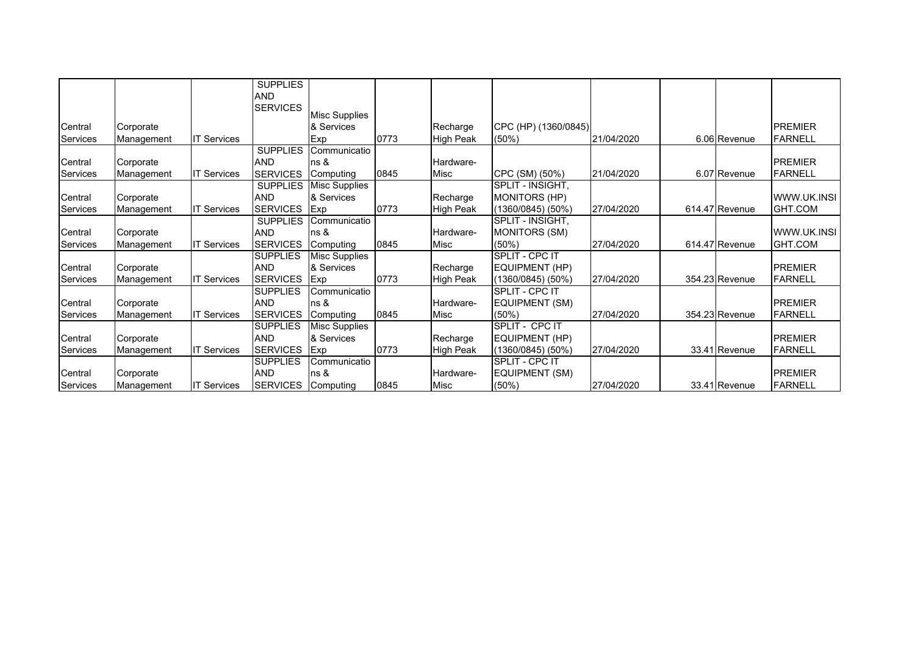| | | | | | | | | | | | |
|---|---|---|---|---|---|---|---|---|---|---|---|
| Central Services | Corporate Management | IT Services | SUPPLIES AND SERVICES | Misc Supplies & Services Exp | 0773 | Recharge High Peak | CPC (HP) (1360/0845) (50%) | 21/04/2020 | 6.06 | Revenue | PREMIER FARNELL |
| Central Services | Corporate Management | IT Services | SUPPLIES AND SERVICES | Communications & Computing | 0845 | Hardware-Misc | CPC (SM) (50%) | 21/04/2020 | 6.07 | Revenue | PREMIER FARNELL |
| Central Services | Corporate Management | IT Services | SUPPLIES AND SERVICES | Misc Supplies & Services Exp | 0773 | Recharge High Peak | SPLIT - INSIGHT, MONITORS (HP) (1360/0845) (50%) | 27/04/2020 | 614.47 | Revenue | WWW.UK.INSIGHT.COM |
| Central Services | Corporate Management | IT Services | SUPPLIES AND SERVICES | Communications & Computing | 0845 | Hardware-Misc | SPLIT - INSIGHT, MONITORS (SM) (50%) | 27/04/2020 | 614.47 | Revenue | WWW.UK.INSIGHT.COM |
| Central Services | Corporate Management | IT Services | SUPPLIES AND SERVICES | Misc Supplies & Services Exp | 0773 | Recharge High Peak | SPLIT - CPC IT EQUIPMENT (HP) (1360/0845) (50%) | 27/04/2020 | 354.23 | Revenue | PREMIER FARNELL |
| Central Services | Corporate Management | IT Services | SUPPLIES AND SERVICES | Communications & Computing | 0845 | Hardware-Misc | SPLIT - CPC IT EQUIPMENT (SM) (50%) | 27/04/2020 | 354.23 | Revenue | PREMIER FARNELL |
| Central Services | Corporate Management | IT Services | SUPPLIES AND SERVICES | Misc Supplies & Services Exp | 0773 | Recharge High Peak | SPLIT - CPC IT EQUIPMENT (HP) (1360/0845) (50%) | 27/04/2020 | 33.41 | Revenue | PREMIER FARNELL |
| Central Services | Corporate Management | IT Services | SUPPLIES AND SERVICES | Communications & Computing | 0845 | Hardware-Misc | SPLIT - CPC IT EQUIPMENT (SM) (50%) | 27/04/2020 | 33.41 | Revenue | PREMIER FARNELL |